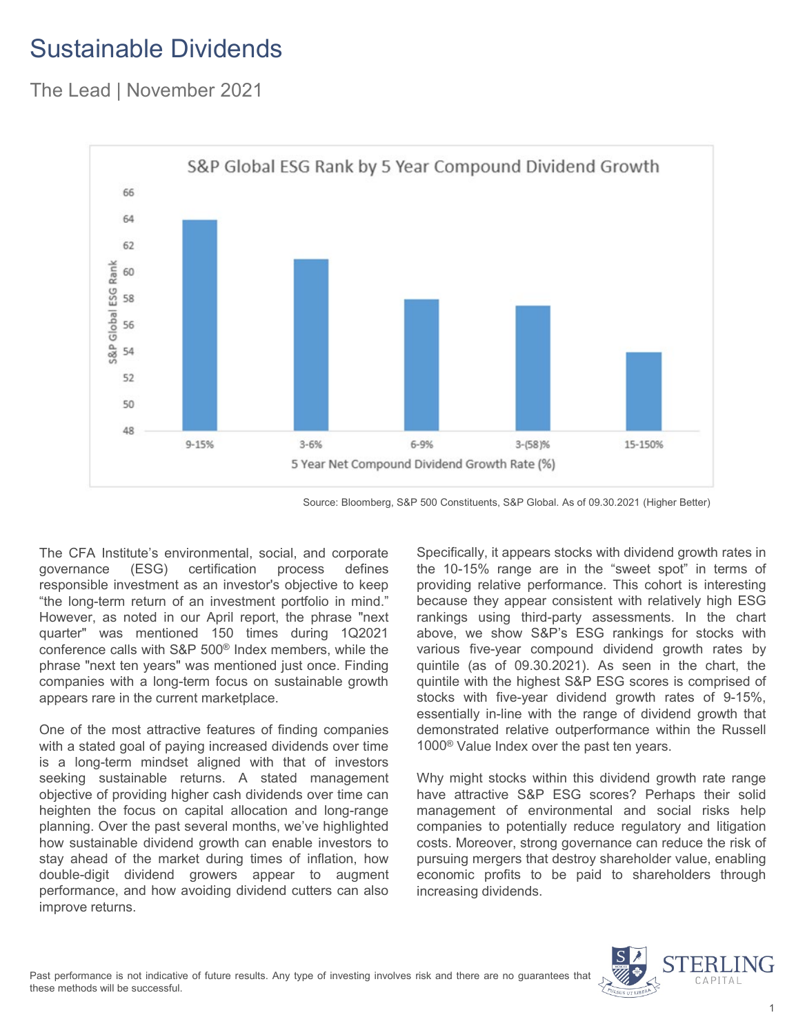# Sustainable Dividends

## The Lead | November 2021

Source: Bloomberg, S&P 500 Constituents, S&P Global. As of 09.30.2021 (Higher Better)

The CFA Institute's environmental, social, and corporate governance (ESG) certification process defines responsible investment as an investor's objective to keep "the long-term return of an investment portfolio in mind." However, as noted in our April report, the phrase "next quarter" was mentioned 150 times during 1Q2021 conference calls with S&P 500® Index members, while the phrase "next ten years" was mentioned just once. Finding companies with a long-term focus on sustainable growth appears rare in the current marketplace.

One of the most attractive features of finding companies with a stated goal of paying increased dividends over time is a long-term mindset aligned with that of investors seeking sustainable returns. A stated management objective of providing higher cash dividends over time can heighten the focus on capital allocation and long-range planning. Over the past several months, we've highlighted how sustainable dividend growth can enable investors to stay ahead of the market during times of inflation, how double-digit dividend growers appear to augment performance, and how avoiding dividend cutters can also improve returns.

Specifically, it appears stocks with dividend growth rates in the 10-15% range are in the "sweet spot" in terms of providing relative performance. This cohort is interesting because they appear consistent with relatively high ESG rankings using third-party assessments. In the chart above, we show S&P's ESG rankings for stocks with various five-year compound dividend growth rates by quintile (as of 09.30.2021). As seen in the chart, the quintile with the highest S&P ESG scores is comprised of stocks with five-year dividend growth rates of 9-15%, essentially in-line with the range of dividend growth that demonstrated relative outperformance within the Russell 1000® Value Index over the past ten years.

Why might stocks within this dividend growth rate range have attractive S&P ESG scores? Perhaps their solid management of environmental and social risks help companies to potentially reduce regulatory and litigation costs. Moreover, strong governance can reduce the risk of pursuing mergers that destroy shareholder value, enabling economic profits to be paid to shareholders through increasing dividends.

Past performance is not indicative of future results. Any type of investing involves risk and there are no guarantees that these methods will be successful.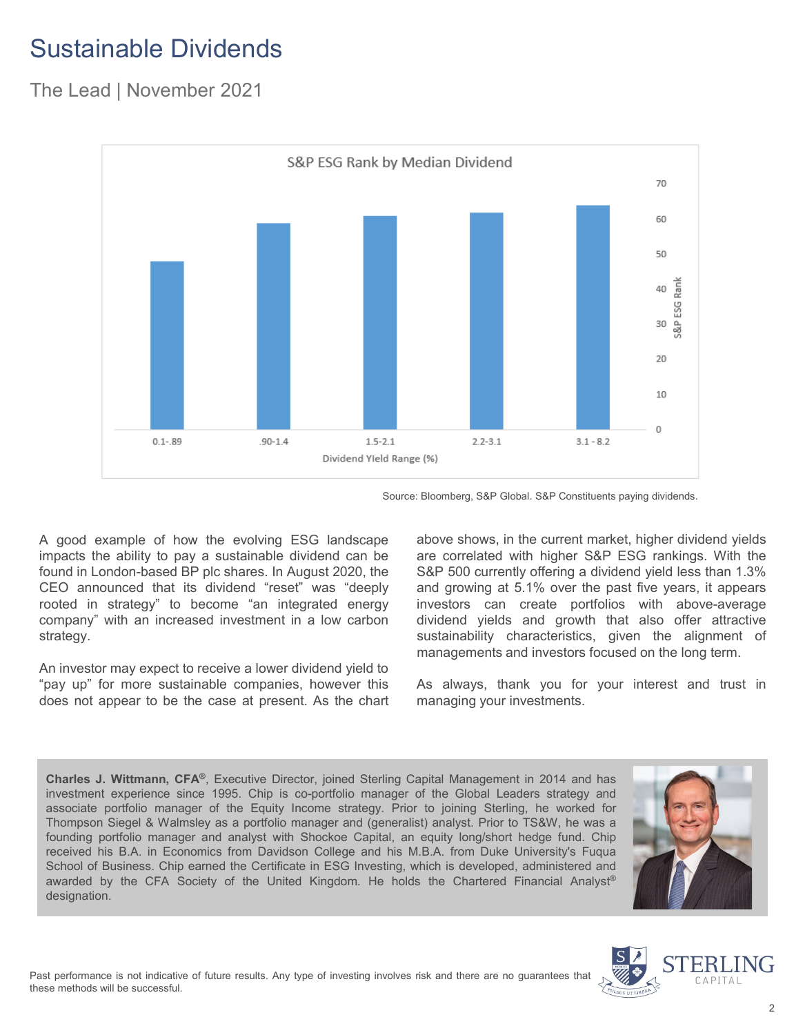# Sustainable Dividends

## The Lead | November 2021

S&P ESG Rank by Median Dividend

| Dividend Yield Range (%) | 0.1-.89 | .90-1.4 | 1.5-2.1 | 2.2-3.1 | 3.1 - 8.2 |
|---|---|---|---|---|---|

Source: Bloomberg, S&P Global. S&P Constituents paying dividends.

A good example of how the evolving ESG landscape impacts the ability to pay a sustainable dividend can be found in London-based BP plc shares. In August 2020, the CEO announced that its dividend "reset" was "deeply rooted in strategy" to become "an integrated energy company" with an increased investment in a low carbon strategy.

An investor may expect to receive a lower dividend yield to "pay up" for more sustainable companies, however this does not appear to be the case at present. As the chart above shows, in the current market, higher dividend yields are correlated with higher S&P ESG rankings. With the S&P 500 currently offering a dividend yield less than 1.3% and growing at 5.1% over the past five years, it appears investors can create portfolios with above-average dividend yields and growth that also offer attractive sustainability characteristics, given the alignment of managements and investors focused on the long term.

As always, thank you for your interest and trust in managing your investments.

**Charles J. Wittmann, CFA®**, Executive Director, joined Sterling Capital Management in 2014 and has investment experience since 1995. Chip is co-portfolio manager of the Global Leaders strategy and associate portfolio manager of the Equity Income strategy. Prior to joining Sterling, he worked for Thompson Siegel & Walmsley as a portfolio manager and (generalist) analyst. Prior to TS&W, he was a founding portfolio manager and analyst with Shockoe Capital, an equity long/short hedge fund. Chip received his B.A. in Economics from Davidson College and his M.B.A. from Duke University's Fuqua School of Business. Chip earned the Certificate in ESG Investing, which is developed, administered and awarded by the CFA Society of the United Kingdom. He holds the Chartered Financial Analyst® designation.

Past performance is not indicative of future results. Any type of investing involves risk and there are no guarantees that these methods will be successful.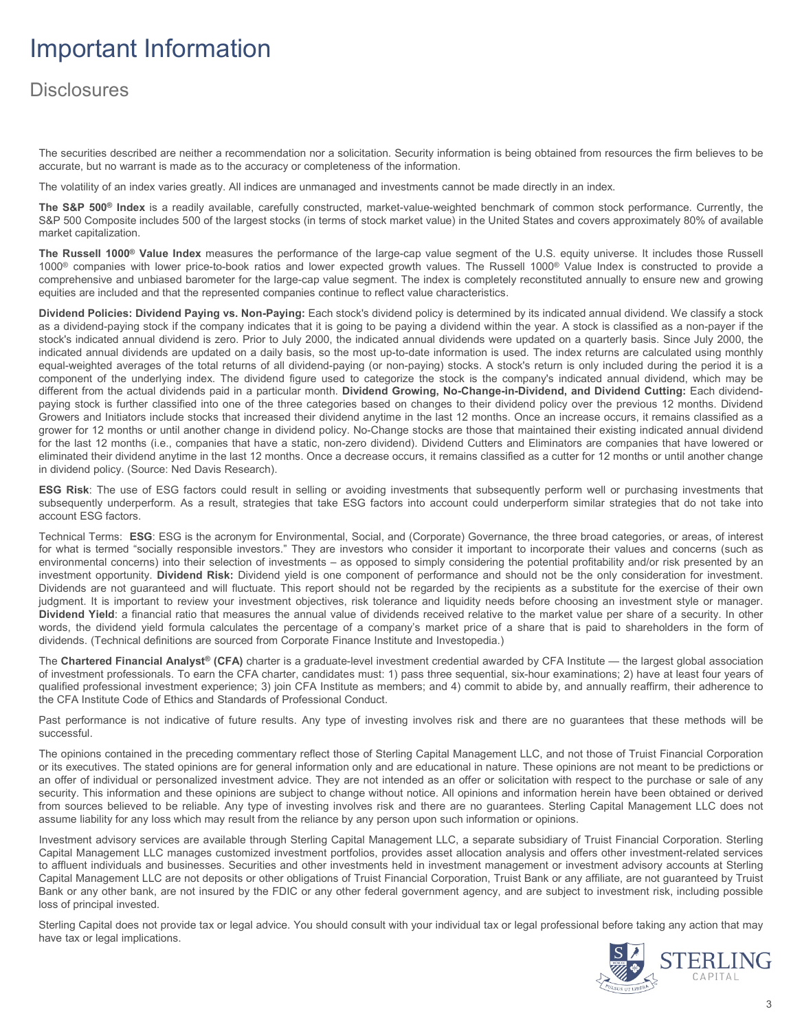# Important Information

## Disclosures

The securities described are neither a recommendation nor a solicitation. Security information is being obtained from resources the firm believes to be accurate, but no warrant is made as to the accuracy or completeness of the information.

The volatility of an index varies greatly. All indices are unmanaged and investments cannot be made directly in an index.

**The S&P 500® Index** is a readily available, carefully constructed, market-value-weighted benchmark of common stock performance. Currently, the S&P 500 Composite includes 500 of the largest stocks (in terms of stock market value) in the United States and covers approximately 80% of available market capitalization.

**The Russell 1000® Value Index** measures the performance of the large-cap value segment of the U.S. equity universe. It includes those Russell 1000® companies with lower price-to-book ratios and lower expected growth values. The Russell 1000® Value Index is constructed to provide a comprehensive and unbiased barometer for the large-cap value segment. The index is completely reconstituted annually to ensure new and growing equities are included and that the represented companies continue to reflect value characteristics.

**Dividend Policies: Dividend Paying vs. Non-Paying:** Each stock's dividend policy is determined by its indicated annual dividend. We classify a stock as a dividend-paying stock if the company indicates that it is going to be paying a dividend within the year. A stock is classified as a non-payer if the stock's indicated annual dividend is zero. Prior to July 2000, the indicated annual dividends were updated on a quarterly basis. Since July 2000, the indicated annual dividends are updated on a daily basis, so the most up-to-date information is used. The index returns are calculated using monthly equal-weighted averages of the total returns of all dividend-paying (or non-paying) stocks. A stock's return is only included during the period it is a component of the underlying index. The dividend figure used to categorize the stock is the company's indicated annual dividend, which may be different from the actual dividends paid in a particular month. **Dividend Growing, No-Change-in-Dividend, and Dividend Cutting:** Each dividend-paying stock is further classified into one of the three categories based on changes to their dividend policy over the previous 12 months. Dividend Growers and Initiators include stocks that increased their dividend anytime in the last 12 months. Once an increase occurs, it remains classified as a grower for 12 months or until another change in dividend policy. No-Change stocks are those that maintained their existing indicated annual dividend for the last 12 months (i.e., companies that have a static, non-zero dividend). Dividend Cutters and Eliminators are companies that have lowered or eliminated their dividend anytime in the last 12 months. Once a decrease occurs, it remains classified as a cutter for 12 months or until another change in dividend policy. (Source: Ned Davis Research).

**ESG Risk**: The use of ESG factors could result in selling or avoiding investments that subsequently perform well or purchasing investments that subsequently underperform. As a result, strategies that take ESG factors into account could underperform similar strategies that do not take into account ESG factors.

Technical Terms: **ESG**: ESG is the acronym for Environmental, Social, and (Corporate) Governance, the three broad categories, or areas, of interest for what is termed "socially responsible investors." They are investors who consider it important to incorporate their values and concerns (such as environmental concerns) into their selection of investments – as opposed to simply considering the potential profitability and/or risk presented by an investment opportunity. **Dividend Risk:** Dividend yield is one component of performance and should not be the only consideration for investment. Dividends are not guaranteed and will fluctuate. This report should not be regarded by the recipients as a substitute for the exercise of their own judgment. It is important to review your investment objectives, risk tolerance and liquidity needs before choosing an investment style or manager. **Dividend Yield**: a financial ratio that measures the annual value of dividends received relative to the market value per share of a security. In other words, the dividend yield formula calculates the percentage of a company's market price of a share that is paid to shareholders in the form of dividends. (Technical definitions are sourced from Corporate Finance Institute and Investopedia.)

The **Chartered Financial Analyst® (CFA)** charter is a graduate-level investment credential awarded by CFA Institute — the largest global association of investment professionals. To earn the CFA charter, candidates must: 1) pass three sequential, six-hour examinations; 2) have at least four years of qualified professional investment experience; 3) join CFA Institute as members; and 4) commit to abide by, and annually reaffirm, their adherence to the CFA Institute Code of Ethics and Standards of Professional Conduct.

Past performance is not indicative of future results. Any type of investing involves risk and there are no guarantees that these methods will be successful.

The opinions contained in the preceding commentary reflect those of Sterling Capital Management LLC, and not those of Truist Financial Corporation or its executives. The stated opinions are for general information only and are educational in nature. These opinions are not meant to be predictions or an offer of individual or personalized investment advice. They are not intended as an offer or solicitation with respect to the purchase or sale of any security. This information and these opinions are subject to change without notice. All opinions and information herein have been obtained or derived from sources believed to be reliable. Any type of investing involves risk and there are no guarantees. Sterling Capital Management LLC does not assume liability for any loss which may result from the reliance by any person upon such information or opinions.

Investment advisory services are available through Sterling Capital Management LLC, a separate subsidiary of Truist Financial Corporation. Sterling Capital Management LLC manages customized investment portfolios, provides asset allocation analysis and offers other investment-related services to affluent individuals and businesses. Securities and other investments held in investment management or investment advisory accounts at Sterling Capital Management LLC are not deposits or other obligations of Truist Financial Corporation, Truist Bank or any affiliate, are not guaranteed by Truist Bank or any other bank, are not insured by the FDIC or any other federal government agency, and are subject to investment risk, including possible loss of principal invested.

Sterling Capital does not provide tax or legal advice. You should consult with your individual tax or legal professional before taking any action that may have tax or legal implications.